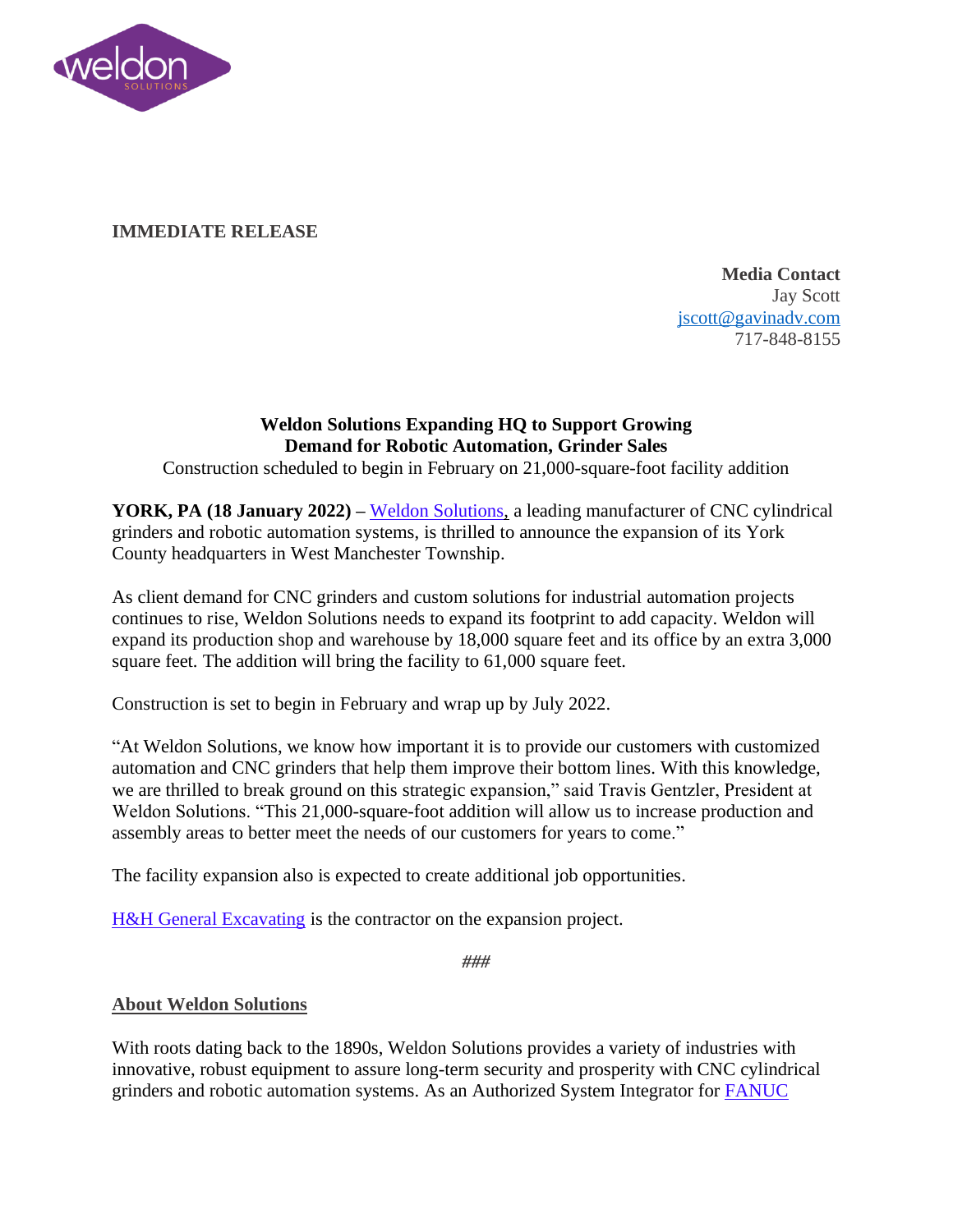**IMMEDIATE RELEASE**

**Media Contact**
Jay Scott
jscott@gavinadv.com
717-848-8155

**Weldon Solutions Expanding HQ to Support Growing Demand for Robotic Automation, Grinder Sales**

Construction scheduled to begin in February on 21,000-square-foot facility addition

**YORK, PA (18 January 2022) –** Weldon Solutions, a leading manufacturer of CNC cylindrical grinders and robotic automation systems, is thrilled to announce the expansion of its York County headquarters in West Manchester Township.

As client demand for CNC grinders and custom solutions for industrial automation projects continues to rise, Weldon Solutions needs to expand its footprint to add capacity. Weldon will expand its production shop and warehouse by 18,000 square feet and its office by an extra 3,000 square feet. The addition will bring the facility to 61,000 square feet.

Construction is set to begin in February and wrap up by July 2022.

"At Weldon Solutions, we know how important it is to provide our customers with customized automation and CNC grinders that help them improve their bottom lines. With this knowledge, we are thrilled to break ground on this strategic expansion," said Travis Gentzler, President at Weldon Solutions. "This 21,000-square-foot addition will allow us to increase production and assembly areas to better meet the needs of our customers for years to come."

The facility expansion also is expected to create additional job opportunities.

H&H General Excavating is the contractor on the expansion project.

###

**About Weldon Solutions**

With roots dating back to the 1890s, Weldon Solutions provides a variety of industries with innovative, robust equipment to assure long-term security and prosperity with CNC cylindrical grinders and robotic automation systems. As an Authorized System Integrator for FANUC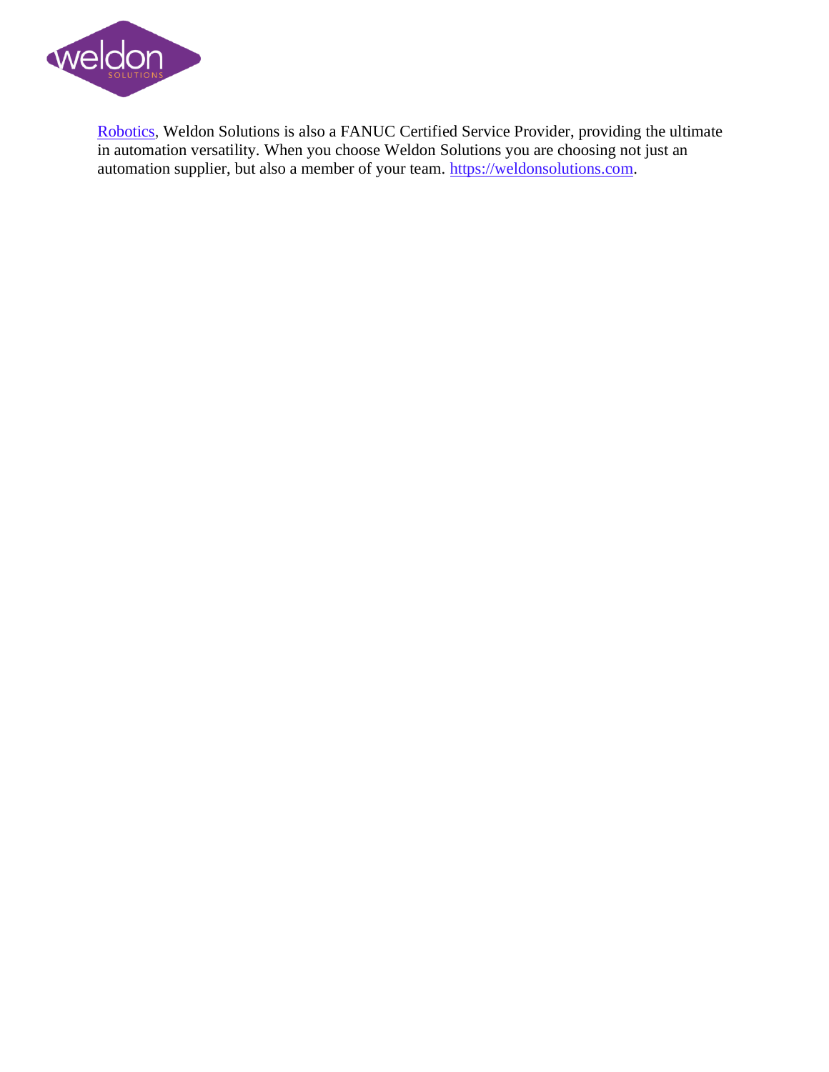Robotics, Weldon Solutions is also a FANUC Certified Service Provider, providing the ultimate in automation versatility. When you choose Weldon Solutions you are choosing not just an automation supplier, but also a member of your team. https://weldonsolutions.com.